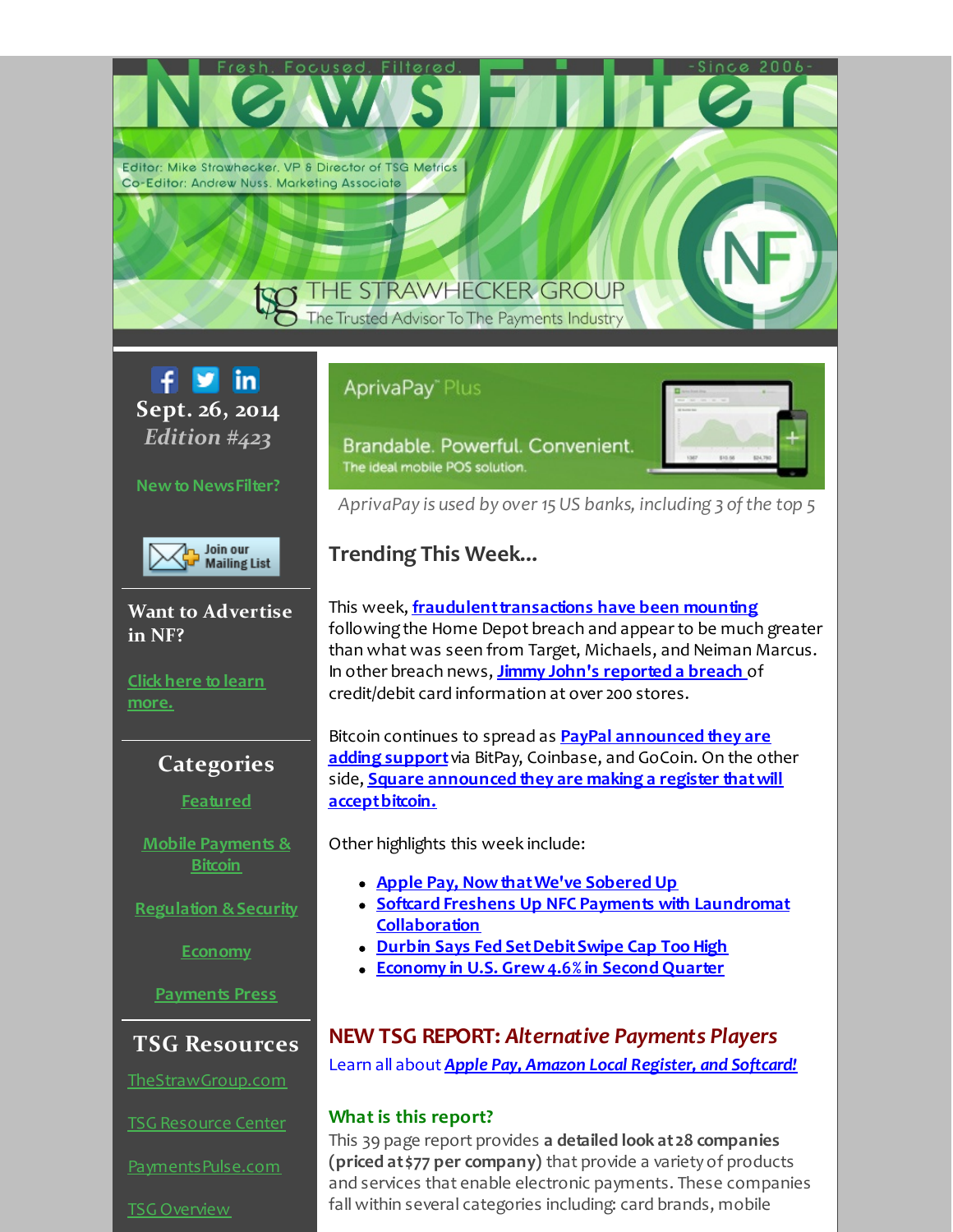# NewsFilter

Fresh. Focused. Filtered. -Since 2006-

Editor: Mike Strawhecker, VP & Director of TSG Metrics
Co-Editor: Andrew Nuss, Marketing Associate

THE STRAWHECKER GROUP
The Trusted Advisor To The Payments Industry

**Sept. 26, 2014**
*Edition #423*

New to NewsFilter?

Join our Mailing List

## Want to Advertise in NF?

Click here to learn more.

## Categories

Featured

Mobile Payments & Bitcoin

Regulation & Security

Economy

Payments Press

## TSG Resources

TheStrawGroup.com

TSG Resource Center

PaymentsPulse.com

TSG Overview

AprivaPay Plus

Brandable. Powerful. Convenient.
The ideal mobile POS solution.

*AprivaPay is used by over 15 US banks, including 3 of the top 5*

## Trending This Week...

This week, **fraudulent transactions have been mounting** following the Home Depot breach and appear to be much greater than what was seen from Target, Michaels, and Neiman Marcus. In other breach news, **Jimmy John's reported a breach** of credit/debit card information at over 200 stores.

Bitcoin continues to spread as **PayPal announced they are adding support** via BitPay, Coinbase, and GoCoin. On the other side, **Square announced they are making a register that will accept bitcoin.**

Other highlights this week include:

- Apple Pay, Now that We've Sobered Up
- Softcard Freshens Up NFC Payments with Laundromat Collaboration
- Durbin Says Fed Set Debit Swipe Cap Too High
- Economy in U.S. Grew 4.6% in Second Quarter

## NEW TSG REPORT: *Alternative Payments Players*

Learn all about ***Apple Pay, Amazon Local Register, and Softcard!***

### What is this report?

This 39 page report provides **a detailed look at 28 companies (priced at $77 per company)** that provide a variety of products and services that enable electronic payments. These companies fall within several categories including: card brands, mobile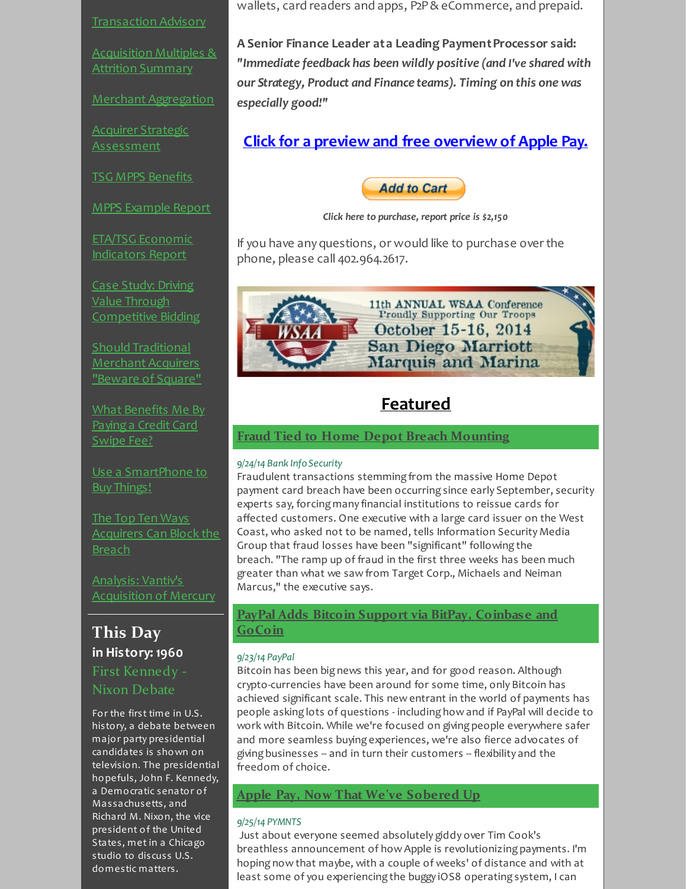- Transaction Advisory
- Acquisition Multiples & Attrition Summary
- Merchant Aggregation
- Acquirer Strategic Assessment
- TSG MPPS Benefits
- MPPS Example Report
- ETA/TSG Economic Indicators Report
- Case Study: Driving Value Through Competitive Bidding
- Should Traditional Merchant Acquirers "Beware of Square"
- What Benefits Me By Paying a Credit Card Swipe Fee?
- Use a SmartPhone to Buy Things!
- The Top Ten Ways Acquirers Can Block the Breach
- Analysis: Vantiv's Acquisition of Mercury

## This Day in History: 1960

### First Kennedy - Nixon Debate

For the first time in U.S. history, a debate between major party presidential candidates is shown on television. The presidential hopefuls, John F. Kennedy, a Democratic senator of Massachusetts, and Richard M. Nixon, the vice president of the United States, met in a Chicago studio to discuss U.S. domestic matters.

wallets, card readers and apps, P2P & eCommerce, and prepaid.

**A Senior Finance Leader at a Leading Payment Processor said:** ***"Immediate feedback has been wildly positive (and I've shared with our Strategy, Product and Finance teams). Timing on this one was especially good!"***

## Click for a preview and free overview of Apple Pay.

Add to Cart

*Click here to purchase, report price is $2,150*

If you have any questions, or would like to purchase over the phone, please call 402.964.2617.

11th ANNUAL WSAA Conference
Proudly Supporting Our Troops
October 15-16, 2014
San Diego Marriott
Marquis and Marina

## Featured

### Fraud Tied to Home Depot Breach Mounting

*9/24/14 Bank Info Security*

Fraudulent transactions stemming from the massive Home Depot payment card breach have been occurring since early September, security experts say, forcing many financial institutions to reissue cards for affected customers. One executive with a large card issuer on the West Coast, who asked not to be named, tells Information Security Media Group that fraud losses have been "significant" following the breach. "The ramp up of fraud in the first three weeks has been much greater than what we saw from Target Corp., Michaels and Neiman Marcus," the executive says.

### PayPal Adds Bitcoin Support via BitPay, Coinbase and GoCoin

*9/23/14 PayPal*

Bitcoin has been big news this year, and for good reason. Although crypto-currencies have been around for some time, only Bitcoin has achieved significant scale. This new entrant in the world of payments has people asking lots of questions - including how and if PayPal will decide to work with Bitcoin. While we're focused on giving people everywhere safer and more seamless buying experiences, we're also fierce advocates of giving businesses -- and in turn their customers -- flexibility and the freedom of choice.

### Apple Pay, Now That We've Sobered Up

*9/25/14 PYMNTS*

Just about everyone seemed absolutely giddy over Tim Cook's breathless announcement of how Apple is revolutionizing payments. I'm hoping now that maybe, with a couple of weeks' of distance and with at least some of you experiencing the buggy iOS8 operating system, I can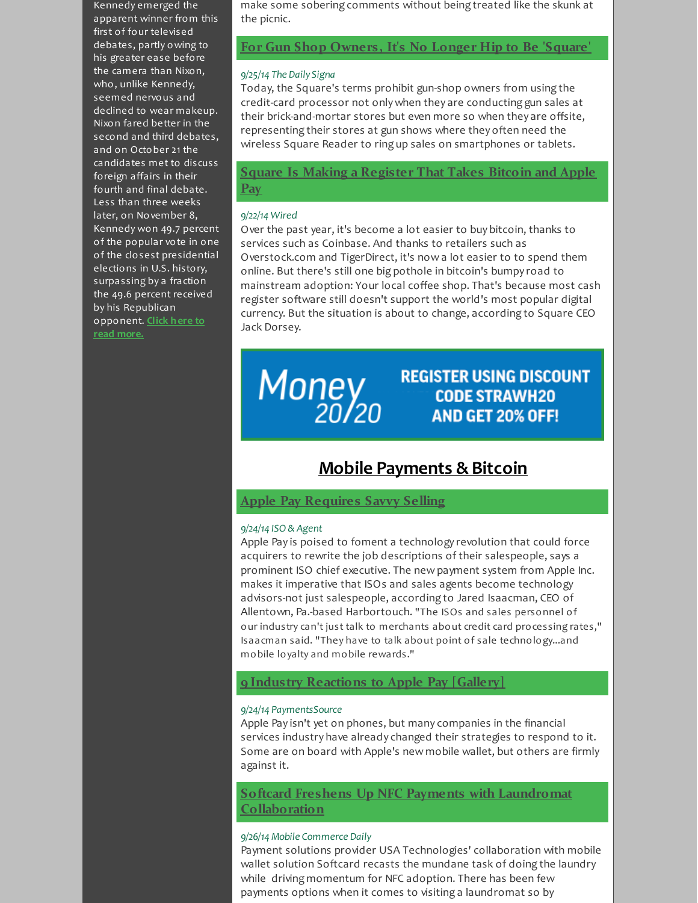Kennedy emerged the apparent winner from this first of four televised debates, partly owing to his greater ease before the camera than Nixon, who, unlike Kennedy, seemed nervous and declined to wear makeup. Nixon fared better in the second and third debates, and on October 21 the candidates met to discuss foreign affairs in their fourth and final debate. Less than three weeks later, on November 8, Kennedy won 49.7 percent of the popular vote in one of the closest presidential elections in U.S. history, surpassing by a fraction the 49.6 percent received by his Republican opponent. Click here to read more.

make some sobering comments without being treated like the skunk at the picnic.

## For Gun Shop Owners, It's No Longer Hip to Be 'Square'

*9/25/14 The Daily Signa*

Today, the Square's terms prohibit gun-shop owners from using the credit-card processor not only when they are conducting gun sales at their brick-and-mortar stores but even more so when they are offsite, representing their stores at gun shows where they often need the wireless Square Reader to ring up sales on smartphones or tablets.

## Square Is Making a Register That Takes Bitcoin and Apple Pay

*9/22/14 Wired*

Over the past year, it's become a lot easier to buy bitcoin, thanks to services such as Coinbase. And thanks to retailers such as Overstock.com and TigerDirect, it's now a lot easier to to spend them online. But there's still one big pothole in bitcoin's bumpy road to mainstream adoption: Your local coffee shop. That's because most cash register software still doesn't support the world's most popular digital currency. But the situation is about to change, according to Square CEO Jack Dorsey.

Money 20/20 — REGISTER USING DISCOUNT CODE STRAWH20 AND GET 20% OFF!

# Mobile Payments & Bitcoin

## Apple Pay Requires Savvy Selling

*9/24/14 ISO & Agent*

Apple Pay is poised to foment a technology revolution that could force acquirers to rewrite the job descriptions of their salespeople, says a prominent ISO chief executive. The new payment system from Apple Inc. makes it imperative that ISOs and sales agents become technology advisors-not just salespeople, according to Jared Isaacman, CEO of Allentown, Pa.-based Harbortouch. "The ISOs and sales personnel of our industry can't just talk to merchants about credit card processing rates," Isaacman said. "They have to talk about point of sale technology...and mobile loyalty and mobile rewards."

## 9 Industry Reactions to Apple Pay [Gallery]

*9/24/14 PaymentsSource*

Apple Pay isn't yet on phones, but many companies in the financial services industry have already changed their strategies to respond to it. Some are on board with Apple's new mobile wallet, but others are firmly against it.

## Softcard Freshens Up NFC Payments with Laundromat Collaboration

*9/26/14 Mobile Commerce Daily*

Payment solutions provider USA Technologies' collaboration with mobile wallet solution Softcard recasts the mundane task of doing the laundry while driving momentum for NFC adoption. There has been few payments options when it comes to visiting a laundromat so by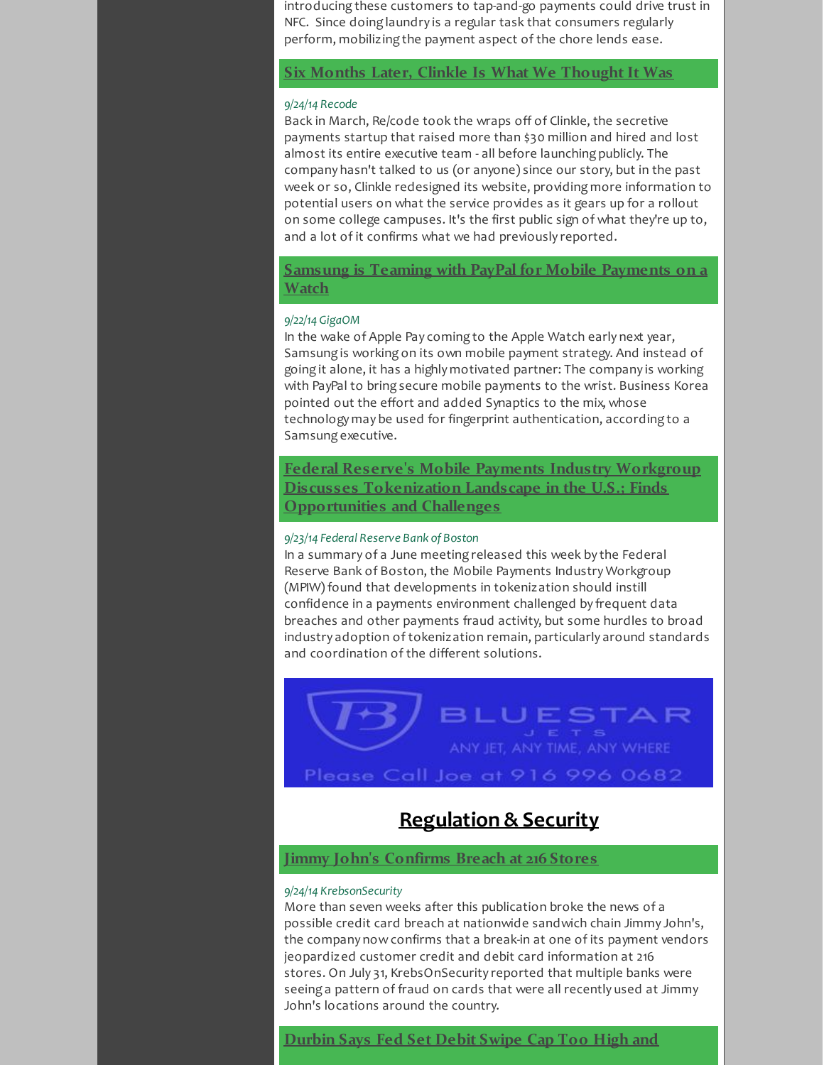introducing these customers to tap-and-go payments could drive trust in NFC. Since doing laundry is a regular task that consumers regularly perform, mobilizing the payment aspect of the chore lends ease.

### Six Months Later, Clinkle Is What We Thought It Was

*9/24/14 Recode*

Back in March, Re/code took the wraps off of Clinkle, the secretive payments startup that raised more than $30 million and hired and lost almost its entire executive team - all before launching publicly. The company hasn't talked to us (or anyone) since our story, but in the past week or so, Clinkle redesigned its website, providing more information to potential users on what the service provides as it gears up for a rollout on some college campuses. It's the first public sign of what they're up to, and a lot of it confirms what we had previously reported.

### Samsung is Teaming with PayPal for Mobile Payments on a Watch

*9/22/14 GigaOM*

In the wake of Apple Pay coming to the Apple Watch early next year, Samsung is working on its own mobile payment strategy. And instead of going it alone, it has a highly motivated partner: The company is working with PayPal to bring secure mobile payments to the wrist. Business Korea pointed out the effort and added Synaptics to the mix, whose technology may be used for fingerprint authentication, according to a Samsung executive.

### Federal Reserve's Mobile Payments Industry Workgroup Discusses Tokenization Landscape in the U.S.; Finds Opportunities and Challenges

*9/23/14 Federal Reserve Bank of Boston*

In a summary of a June meeting released this week by the Federal Reserve Bank of Boston, the Mobile Payments Industry Workgroup (MPIW) found that developments in tokenization should instill confidence in a payments environment challenged by frequent data breaches and other payments fraud activity, but some hurdles to broad industry adoption of tokenization remain, particularly around standards and coordination of the different solutions.

BLUESTAR JETS
ANY JET, ANY TIME, ANY WHERE
Please Call Joe at 916 996 0682

## Regulation & Security

### Jimmy John's Confirms Breach at 216 Stores

*9/24/14 KrebsonSecurity*

More than seven weeks after this publication broke the news of a possible credit card breach at nationwide sandwich chain Jimmy John's, the company now confirms that a break-in at one of its payment vendors jeopardized customer credit and debit card information at 216 stores. On July 31, KrebsOnSecurity reported that multiple banks were seeing a pattern of fraud on cards that were all recently used at Jimmy John's locations around the country.

### Durbin Says Fed Set Debit Swipe Cap Too High and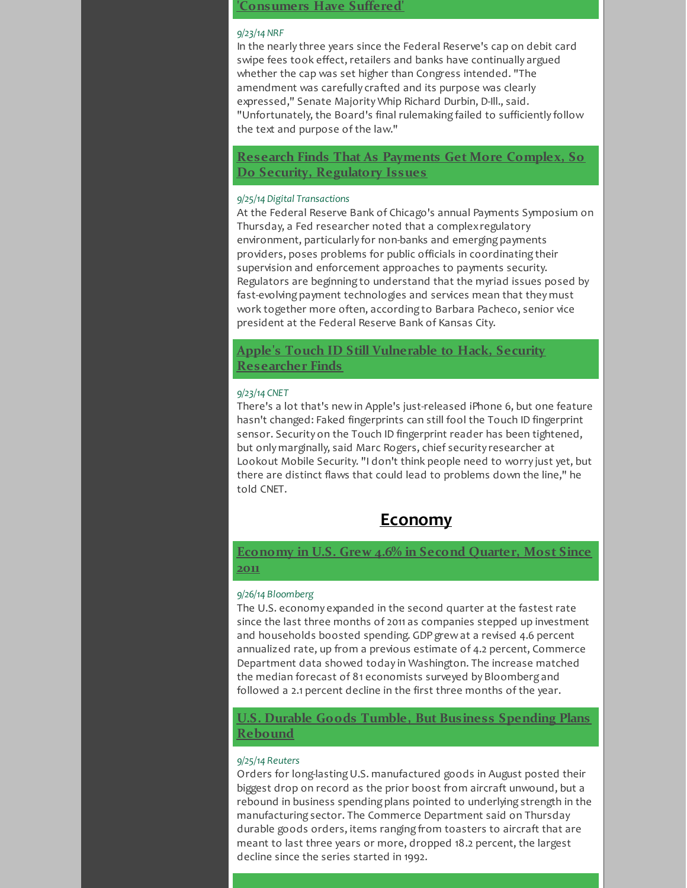### 'Consumers Have Suffered'

*9/23/14 NRF*

In the nearly three years since the Federal Reserve's cap on debit card swipe fees took effect, retailers and banks have continually argued whether the cap was set higher than Congress intended. "The amendment was carefully crafted and its purpose was clearly expressed," Senate Majority Whip Richard Durbin, D-Ill., said. "Unfortunately, the Board's final rulemaking failed to sufficiently follow the text and purpose of the law."

### Research Finds That As Payments Get More Complex, So Do Security, Regulatory Issues

*9/25/14 Digital Transactions*

At the Federal Reserve Bank of Chicago's annual Payments Symposium on Thursday, a Fed researcher noted that a complex regulatory environment, particularly for non-banks and emerging payments providers, poses problems for public officials in coordinating their supervision and enforcement approaches to payments security. Regulators are beginning to understand that the myriad issues posed by fast-evolving payment technologies and services mean that they must work together more often, according to Barbara Pacheco, senior vice president at the Federal Reserve Bank of Kansas City.

### Apple's Touch ID Still Vulnerable to Hack, Security Researcher Finds

*9/23/14 CNET*

There's a lot that's new in Apple's just-released iPhone 6, but one feature hasn't changed: Faked fingerprints can still fool the Touch ID fingerprint sensor. Security on the Touch ID fingerprint reader has been tightened, but only marginally, said Marc Rogers, chief security researcher at Lookout Mobile Security. "I don't think people need to worry just yet, but there are distinct flaws that could lead to problems down the line," he told CNET.

## Economy

### Economy in U.S. Grew 4.6% in Second Quarter, Most Since 2011

*9/26/14 Bloomberg*

The U.S. economy expanded in the second quarter at the fastest rate since the last three months of 2011 as companies stepped up investment and households boosted spending. GDP grew at a revised 4.6 percent annualized rate, up from a previous estimate of 4.2 percent, Commerce Department data showed today in Washington. The increase matched the median forecast of 81 economists surveyed by Bloomberg and followed a 2.1 percent decline in the first three months of the year.

### U.S. Durable Goods Tumble, But Business Spending Plans Rebound

*9/25/14 Reuters*

Orders for long-lasting U.S. manufactured goods in August posted their biggest drop on record as the prior boost from aircraft unwound, but a rebound in business spending plans pointed to underlying strength in the manufacturing sector. The Commerce Department said on Thursday durable goods orders, items ranging from toasters to aircraft that are meant to last three years or more, dropped 18.2 percent, the largest decline since the series started in 1992.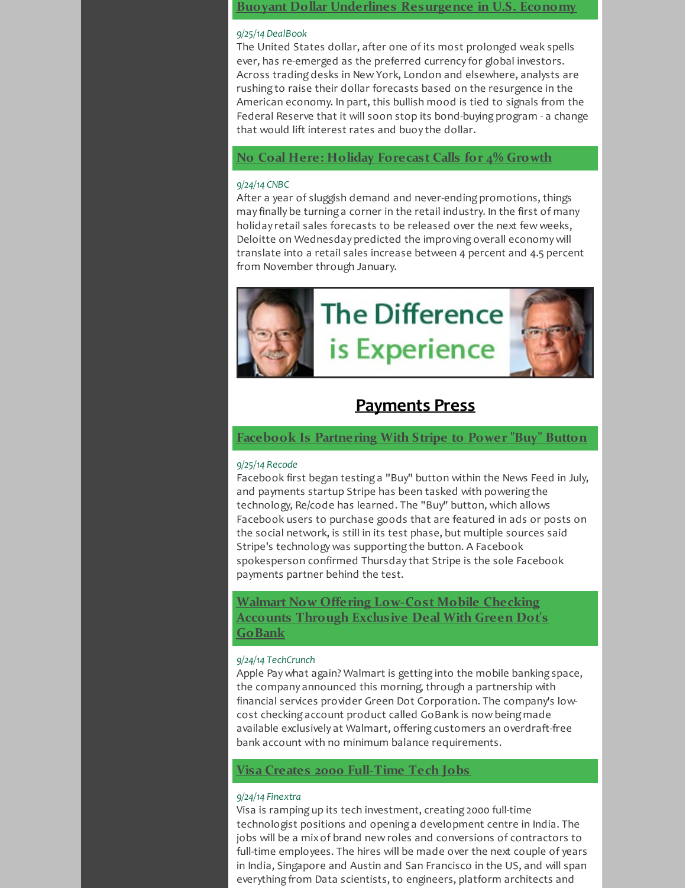### Buoyant Dollar Underlines Resurgence in U.S. Economy

*9/25/14 DealBook*

The United States dollar, after one of its most prolonged weak spells ever, has re-emerged as the preferred currency for global investors. Across trading desks in New York, London and elsewhere, analysts are rushing to raise their dollar forecasts based on the resurgence in the American economy. In part, this bullish mood is tied to signals from the Federal Reserve that it will soon stop its bond-buying program - a change that would lift interest rates and buoy the dollar.

### No Coal Here: Holiday Forecast Calls for 4% Growth

*9/24/14 CNBC*

After a year of sluggish demand and never-ending promotions, things may finally be turning a corner in the retail industry. In the first of many holiday retail sales forecasts to be released over the next few weeks, Deloitte on Wednesday predicted the improving overall economy will translate into a retail sales increase between 4 percent and 4.5 percent from November through January.

The Difference is Experience

## Payments Press

### Facebook Is Partnering With Stripe to Power "Buy" Button

*9/25/14 Recode*

Facebook first began testing a "Buy" button within the News Feed in July, and payments startup Stripe has been tasked with powering the technology, Re/code has learned. The "Buy" button, which allows Facebook users to purchase goods that are featured in ads or posts on the social network, is still in its test phase, but multiple sources said Stripe's technology was supporting the button. A Facebook spokesperson confirmed Thursday that Stripe is the sole Facebook payments partner behind the test.

### Walmart Now Offering Low-Cost Mobile Checking Accounts Through Exclusive Deal With Green Dot's GoBank

*9/24/14 TechCrunch*

Apple Pay what again? Walmart is getting into the mobile banking space, the company announced this morning, through a partnership with financial services provider Green Dot Corporation. The company's low-cost checking account product called GoBank is now being made available exclusively at Walmart, offering customers an overdraft-free bank account with no minimum balance requirements.

### Visa Creates 2000 Full-Time Tech Jobs

*9/24/14 Finextra*

Visa is ramping up its tech investment, creating 2000 full-time technologist positions and opening a development centre in India. The jobs will be a mix of brand new roles and conversions of contractors to full-time employees. The hires will be made over the next couple of years in India, Singapore and Austin and San Francisco in the US, and will span everything from Data scientists, to engineers, platform architects and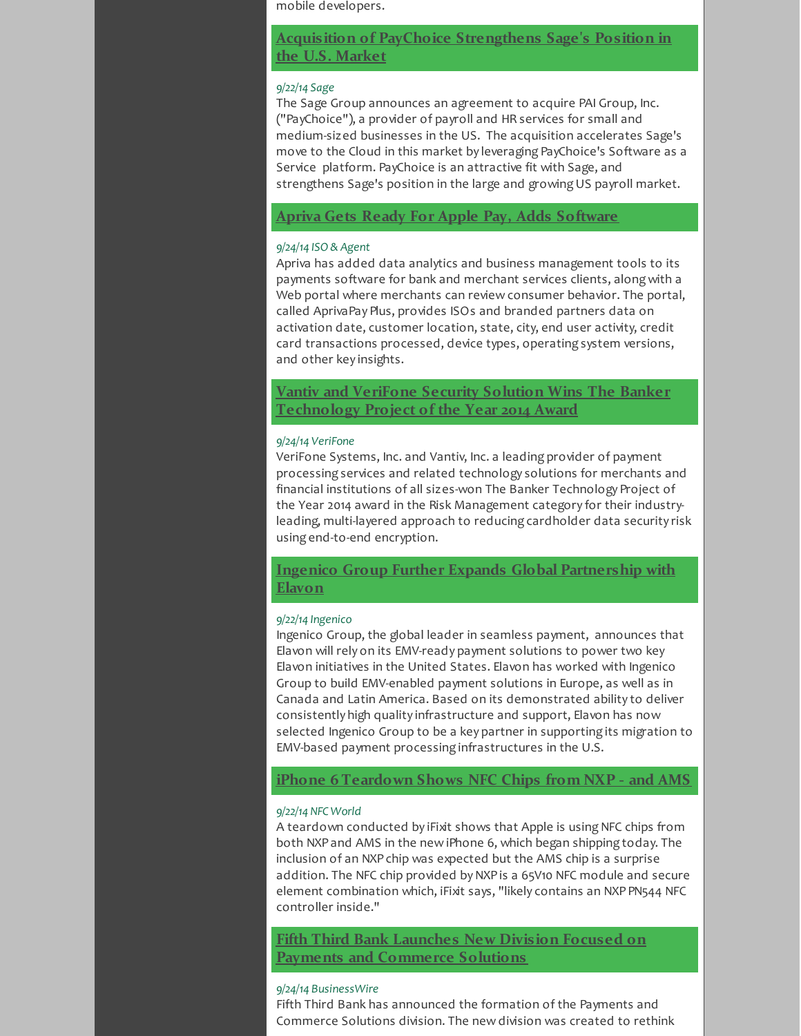mobile developers.

## Acquisition of PayChoice Strengthens Sage's Position in the U.S. Market

*9/22/14 Sage*

The Sage Group announces an agreement to acquire PAI Group, Inc. ("PayChoice"), a provider of payroll and HR services for small and medium-sized businesses in the US. The acquisition accelerates Sage's move to the Cloud in this market by leveraging PayChoice's Software as a Service platform. PayChoice is an attractive fit with Sage, and strengthens Sage's position in the large and growing US payroll market.

## Apriva Gets Ready For Apple Pay, Adds Software

*9/24/14 ISO & Agent*

Apriva has added data analytics and business management tools to its payments software for bank and merchant services clients, along with a Web portal where merchants can review consumer behavior. The portal, called AprivaPay Plus, provides ISOs and branded partners data on activation date, customer location, state, city, end user activity, credit card transactions processed, device types, operating system versions, and other key insights.

## Vantiv and VeriFone Security Solution Wins The Banker Technology Project of the Year 2014 Award

*9/24/14 VeriFone*

VeriFone Systems, Inc. and Vantiv, Inc. a leading provider of payment processing services and related technology solutions for merchants and financial institutions of all sizes-won The Banker Technology Project of the Year 2014 award in the Risk Management category for their industry-leading, multi-layered approach to reducing cardholder data security risk using end-to-end encryption.

## Ingenico Group Further Expands Global Partnership with Elavon

*9/22/14 Ingenico*

Ingenico Group, the global leader in seamless payment, announces that Elavon will rely on its EMV-ready payment solutions to power two key Elavon initiatives in the United States. Elavon has worked with Ingenico Group to build EMV-enabled payment solutions in Europe, as well as in Canada and Latin America. Based on its demonstrated ability to deliver consistently high quality infrastructure and support, Elavon has now selected Ingenico Group to be a key partner in supporting its migration to EMV-based payment processing infrastructures in the U.S.

## iPhone 6 Teardown Shows NFC Chips from NXP - and AMS

*9/22/14 NFC World*

A teardown conducted by iFixit shows that Apple is using NFC chips from both NXP and AMS in the new iPhone 6, which began shipping today. The inclusion of an NXP chip was expected but the AMS chip is a surprise addition. The NFC chip provided by NXP is a 65V10 NFC module and secure element combination which, iFixit says, "likely contains an NXP PN544 NFC controller inside."

## Fifth Third Bank Launches New Division Focused on Payments and Commerce Solutions

*9/24/14 BusinessWire*

Fifth Third Bank has announced the formation of the Payments and Commerce Solutions division. The new division was created to rethink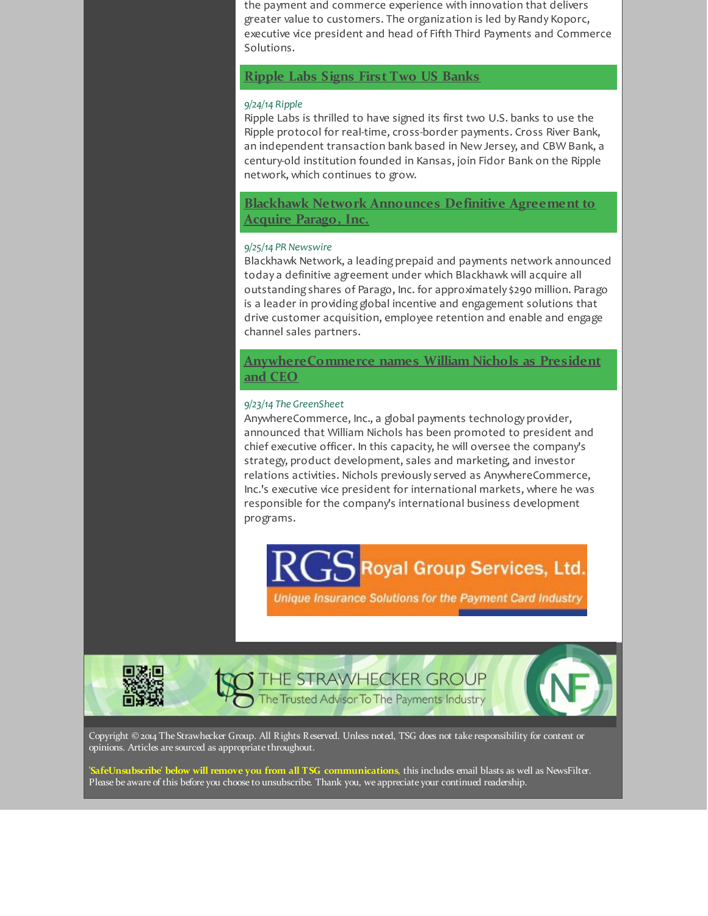the payment and commerce experience with innovation that delivers greater value to customers. The organization is led by Randy Koporc, executive vice president and head of Fifth Third Payments and Commerce Solutions.

## Ripple Labs Signs First Two US Banks

*9/24/14 Ripple*

Ripple Labs is thrilled to have signed its first two U.S. banks to use the Ripple protocol for real-time, cross-border payments. Cross River Bank, an independent transaction bank based in New Jersey, and CBW Bank, a century-old institution founded in Kansas, join Fidor Bank on the Ripple network, which continues to grow.

## Blackhawk Network Announces Definitive Agreement to Acquire Parago, Inc.

*9/25/14 PR Newswire*

Blackhawk Network, a leading prepaid and payments network announced today a definitive agreement under which Blackhawk will acquire all outstanding shares of Parago, Inc. for approximately $290 million. Parago is a leader in providing global incentive and engagement solutions that drive customer acquisition, employee retention and enable and engage channel sales partners.

## AnywhereCommerce names William Nichols as President and CEO

*9/23/14 The GreenSheet*

AnywhereCommerce, Inc., a global payments technology provider, announced that William Nichols has been promoted to president and chief executive officer. In this capacity, he will oversee the company's strategy, product development, sales and marketing, and investor relations activities. Nichols previously served as AnywhereCommerce, Inc.'s executive vice president for international markets, where he was responsible for the company's international business development programs.

RGS Royal Group Services, Ltd.
Unique Insurance Solutions for the Payment Card Industry

THE STRAWHECKER GROUP
The Trusted Advisor To The Payments Industry

Copyright © 2014 The Strawhecker Group. All Rights Reserved. Unless noted, TSG does not take responsibility for content or opinions. Articles are sourced as appropriate throughout.

**'SafeUnsubscribe' below will remove you from all TSG communications**, this includes email blasts as well as NewsFilter. Please be aware of this before you choose to unsubscribe. Thank you, we appreciate your continued readership.